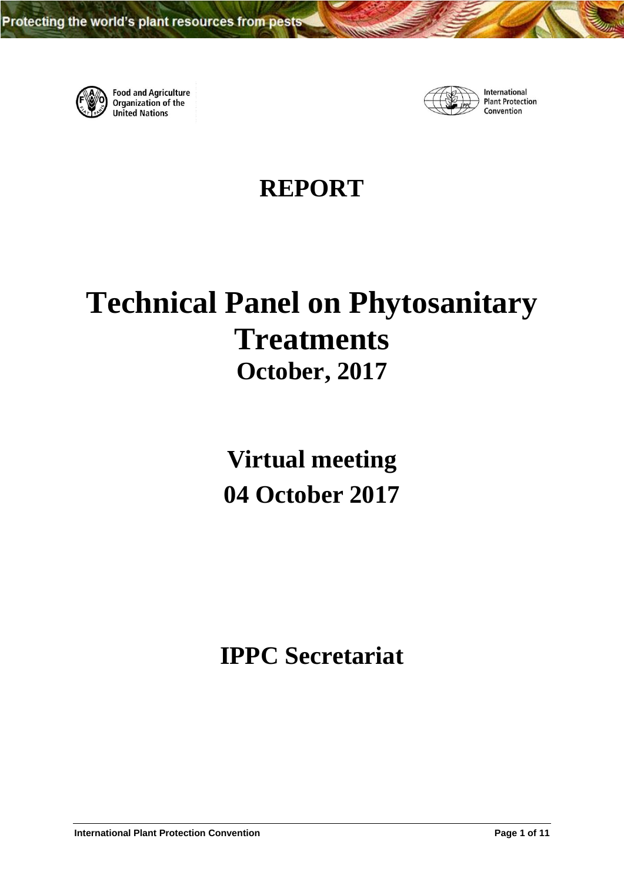Protecting the world's plant resources from pests

Food and Agriculture Organization of the United Nations

International Plant Protection Convention

# REPORT

# Technical Panel on Phytosanitary Treatments

## October, 2017

## Virtual meeting

## 04 October 2017

## IPPC Secretariat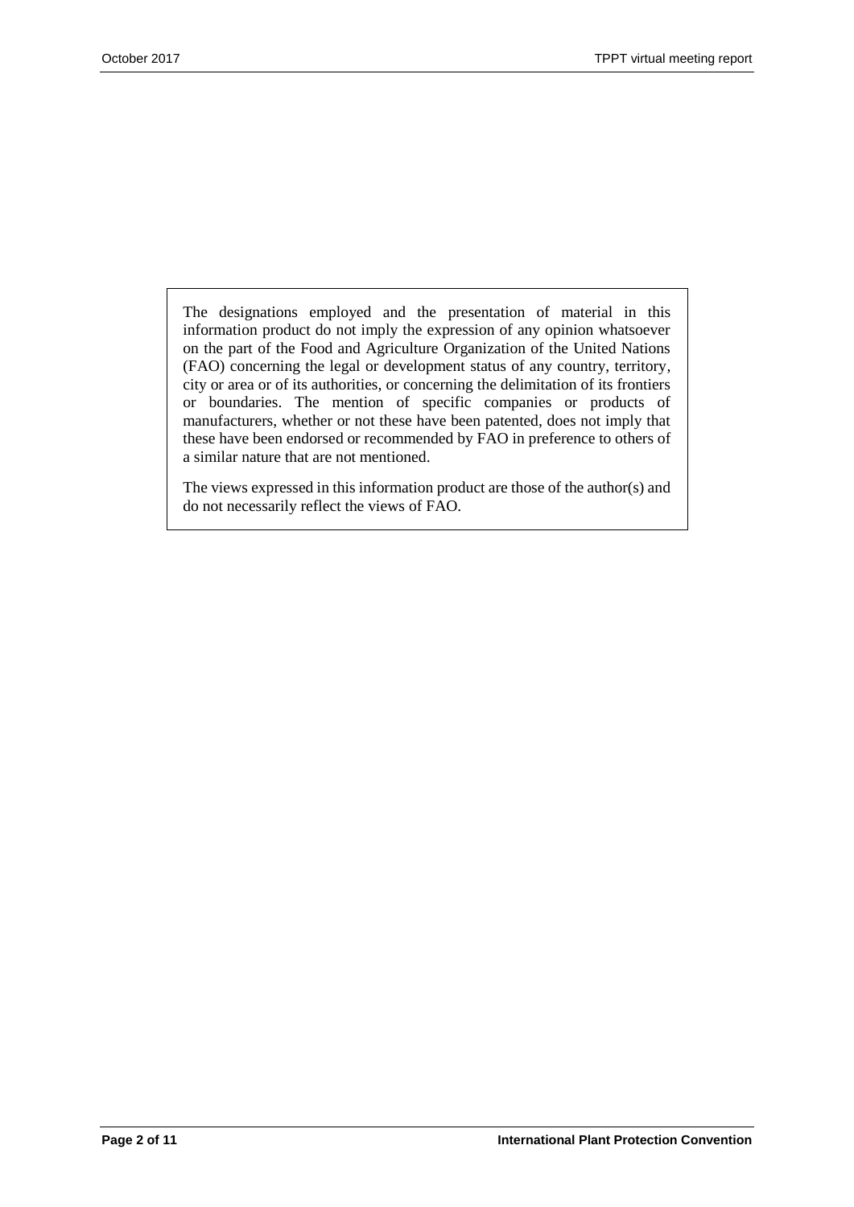The designations employed and the presentation of material in this information product do not imply the expression of any opinion whatsoever on the part of the Food and Agriculture Organization of the United Nations (FAO) concerning the legal or development status of any country, territory, city or area or of its authorities, or concerning the delimitation of its frontiers or boundaries. The mention of specific companies or products of manufacturers, whether or not these have been patented, does not imply that these have been endorsed or recommended by FAO in preference to others of a similar nature that are not mentioned.

The views expressed in this information product are those of the author(s) and do not necessarily reflect the views of FAO.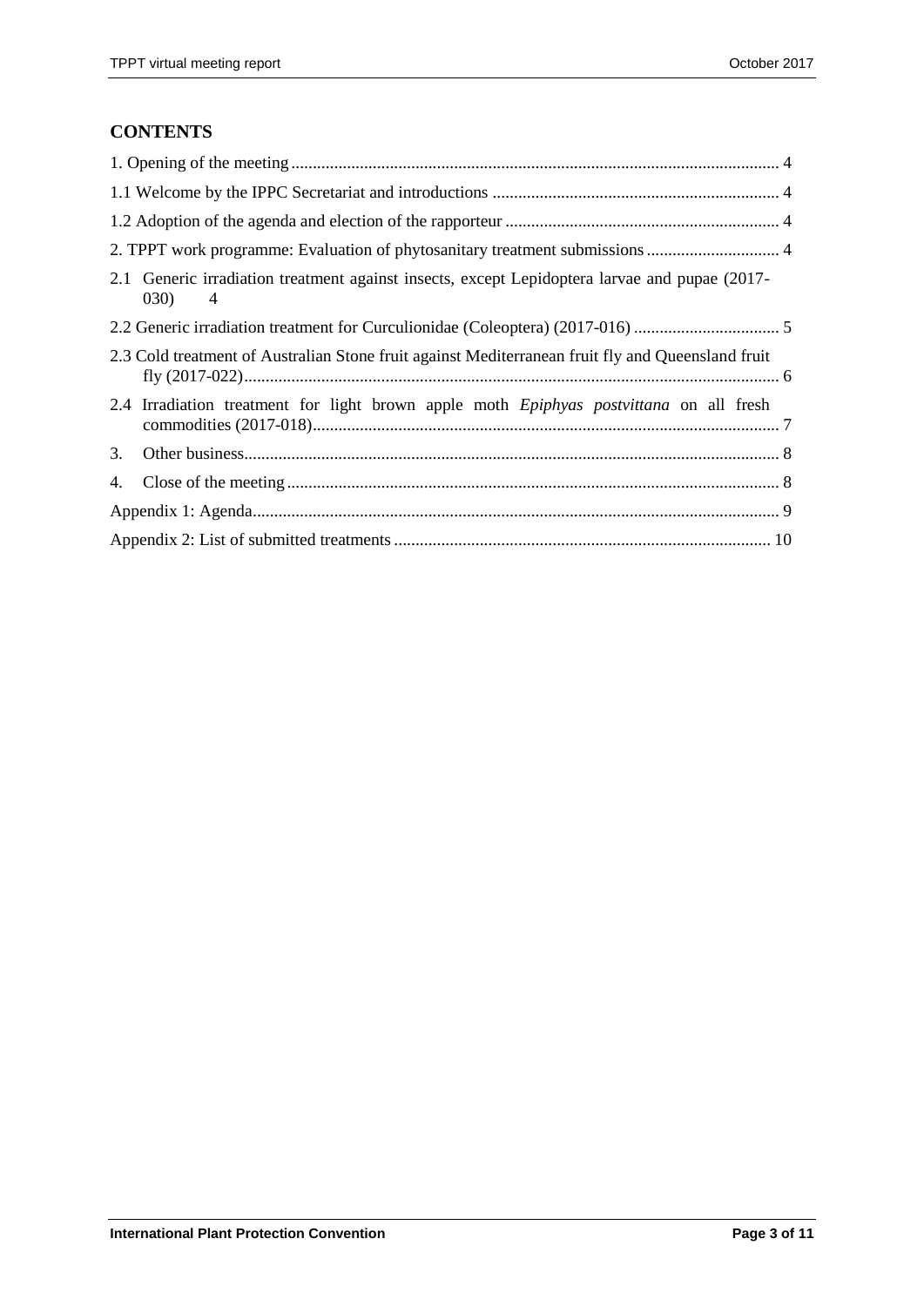## CONTENTS

1. Opening of the meeting ..... 4

1.1 Welcome by the IPPC Secretariat and introductions ..... 4

1.2 Adoption of the agenda and election of the rapporteur ..... 4

2. TPPT work programme: Evaluation of phytosanitary treatment submissions ..... 4

2.1 Generic irradiation treatment against insects, except Lepidoptera larvae and pupae (2017-030) 4

2.2 Generic irradiation treatment for Curculionidae (Coleoptera) (2017-016) ..... 5

2.3 Cold treatment of Australian Stone fruit against Mediterranean fruit fly and Queensland fruit fly (2017-022) ..... 6

2.4 Irradiation treatment for light brown apple moth *Epiphyas postvittana* on all fresh commodities (2017-018) ..... 7

3. Other business ..... 8

4. Close of the meeting ..... 8

Appendix 1: Agenda ..... 9

Appendix 2: List of submitted treatments ..... 10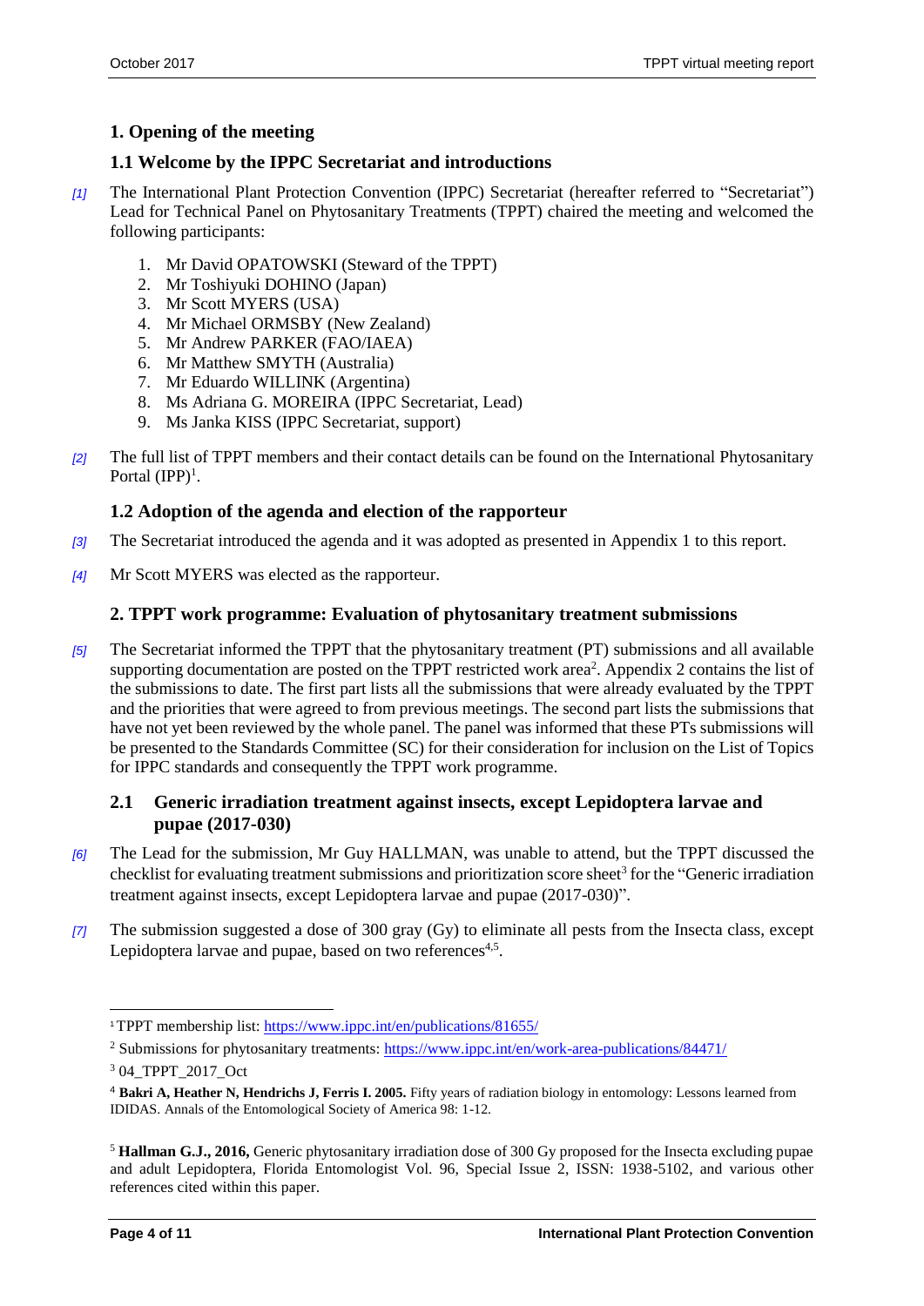## 1. Opening of the meeting

### 1.1 Welcome by the IPPC Secretariat and introductions

[1] The International Plant Protection Convention (IPPC) Secretariat (hereafter referred to "Secretariat") Lead for Technical Panel on Phytosanitary Treatments (TPPT) chaired the meeting and welcomed the following participants:

1. Mr David OPATOWSKI (Steward of the TPPT)
2. Mr Toshiyuki DOHINO (Japan)
3. Mr Scott MYERS (USA)
4. Mr Michael ORMSBY (New Zealand)
5. Mr Andrew PARKER (FAO/IAEA)
6. Mr Matthew SMYTH (Australia)
7. Mr Eduardo WILLINK (Argentina)
8. Ms Adriana G. MOREIRA (IPPC Secretariat, Lead)
9. Ms Janka KISS (IPPC Secretariat, support)

[2] The full list of TPPT members and their contact details can be found on the International Phytosanitary Portal (IPP)[1].

### 1.2 Adoption of the agenda and election of the rapporteur

[3] The Secretariat introduced the agenda and it was adopted as presented in Appendix 1 to this report.

[4] Mr Scott MYERS was elected as the rapporteur.

## 2. TPPT work programme: Evaluation of phytosanitary treatment submissions

[5] The Secretariat informed the TPPT that the phytosanitary treatment (PT) submissions and all available supporting documentation are posted on the TPPT restricted work area[2]. Appendix 2 contains the list of the submissions to date. The first part lists all the submissions that were already evaluated by the TPPT and the priorities that were agreed to from previous meetings. The second part lists the submissions that have not yet been reviewed by the whole panel. The panel was informed that these PTs submissions will be presented to the Standards Committee (SC) for their consideration for inclusion on the List of Topics for IPPC standards and consequently the TPPT work programme.

### 2.1 Generic irradiation treatment against insects, except Lepidoptera larvae and pupae (2017-030)

[6] The Lead for the submission, Mr Guy HALLMAN, was unable to attend, but the TPPT discussed the checklist for evaluating treatment submissions and prioritization score sheet[3] for the "Generic irradiation treatment against insects, except Lepidoptera larvae and pupae (2017-030)".

[7] The submission suggested a dose of 300 gray (Gy) to eliminate all pests from the Insecta class, except Lepidoptera larvae and pupae, based on two references[4,5].

---

[1] TPPT membership list: https://www.ippc.int/en/publications/81655/

[2] Submissions for phytosanitary treatments: https://www.ippc.int/en/work-area-publications/84471/

[3] 04_TPPT_2017_Oct

[4] **Bakri A, Heather N, Hendrichs J, Ferris I. 2005.** Fifty years of radiation biology in entomology: Lessons learned from IDIDAS. Annals of the Entomological Society of America 98: 1-12.

[5] **Hallman G.J., 2016,** Generic phytosanitary irradiation dose of 300 Gy proposed for the Insecta excluding pupae and adult Lepidoptera, Florida Entomologist Vol. 96, Special Issue 2, ISSN: 1938-5102, and various other references cited within this paper.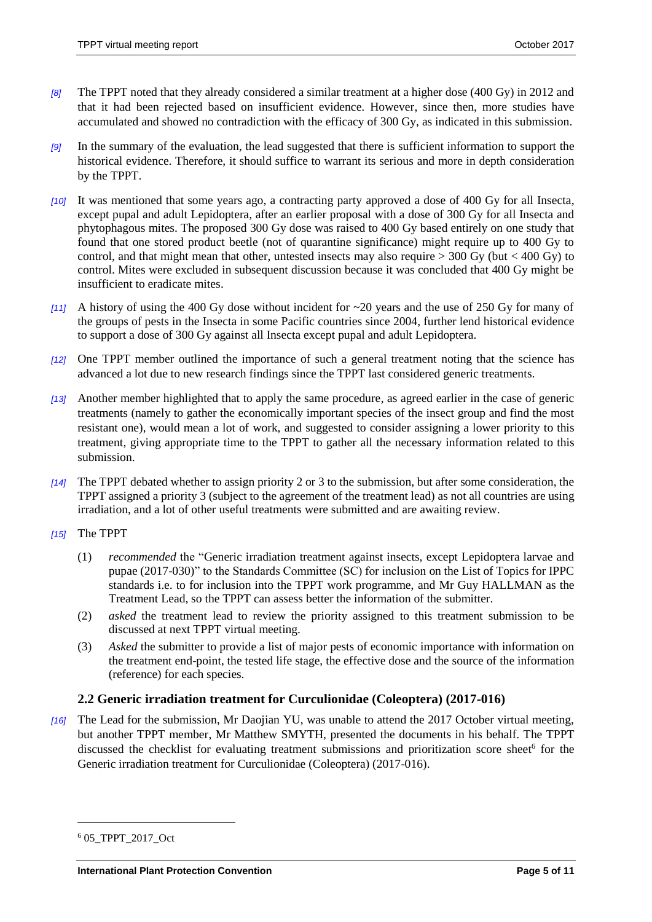*[8]* The TPPT noted that they already considered a similar treatment at a higher dose (400 Gy) in 2012 and that it had been rejected based on insufficient evidence. However, since then, more studies have accumulated and showed no contradiction with the efficacy of 300 Gy, as indicated in this submission.

*[9]* In the summary of the evaluation, the lead suggested that there is sufficient information to support the historical evidence. Therefore, it should suffice to warrant its serious and more in depth consideration by the TPPT.

*[10]* It was mentioned that some years ago, a contracting party approved a dose of 400 Gy for all Insecta, except pupal and adult Lepidoptera, after an earlier proposal with a dose of 300 Gy for all Insecta and phytophagous mites. The proposed 300 Gy dose was raised to 400 Gy based entirely on one study that found that one stored product beetle (not of quarantine significance) might require up to 400 Gy to control, and that might mean that other, untested insects may also require > 300 Gy (but < 400 Gy) to control. Mites were excluded in subsequent discussion because it was concluded that 400 Gy might be insufficient to eradicate mites.

*[11]* A history of using the 400 Gy dose without incident for ~20 years and the use of 250 Gy for many of the groups of pests in the Insecta in some Pacific countries since 2004, further lend historical evidence to support a dose of 300 Gy against all Insecta except pupal and adult Lepidoptera.

*[12]* One TPPT member outlined the importance of such a general treatment noting that the science has advanced a lot due to new research findings since the TPPT last considered generic treatments.

*[13]* Another member highlighted that to apply the same procedure, as agreed earlier in the case of generic treatments (namely to gather the economically important species of the insect group and find the most resistant one), would mean a lot of work, and suggested to consider assigning a lower priority to this treatment, giving appropriate time to the TPPT to gather all the necessary information related to this submission.

*[14]* The TPPT debated whether to assign priority 2 or 3 to the submission, but after some consideration, the TPPT assigned a priority 3 (subject to the agreement of the treatment lead) as not all countries are using irradiation, and a lot of other useful treatments were submitted and are awaiting review.

*[15]* The TPPT

(1) *recommended* the "Generic irradiation treatment against insects, except Lepidoptera larvae and pupae (2017-030)" to the Standards Committee (SC) for inclusion on the List of Topics for IPPC standards i.e. to for inclusion into the TPPT work programme, and Mr Guy HALLMAN as the Treatment Lead, so the TPPT can assess better the information of the submitter.

(2) *asked* the treatment lead to review the priority assigned to this treatment submission to be discussed at next TPPT virtual meeting.

(3) *Asked* the submitter to provide a list of major pests of economic importance with information on the treatment end-point, the tested life stage, the effective dose and the source of the information (reference) for each species.

### 2.2 Generic irradiation treatment for Curculionidae (Coleoptera) (2017-016)

*[16]* The Lead for the submission, Mr Daojian YU, was unable to attend the 2017 October virtual meeting, but another TPPT member, Mr Matthew SMYTH, presented the documents in his behalf. The TPPT discussed the checklist for evaluating treatment submissions and prioritization score sheet[6] for the Generic irradiation treatment for Curculionidae (Coleoptera) (2017-016).

[6] 05_TPPT_2017_Oct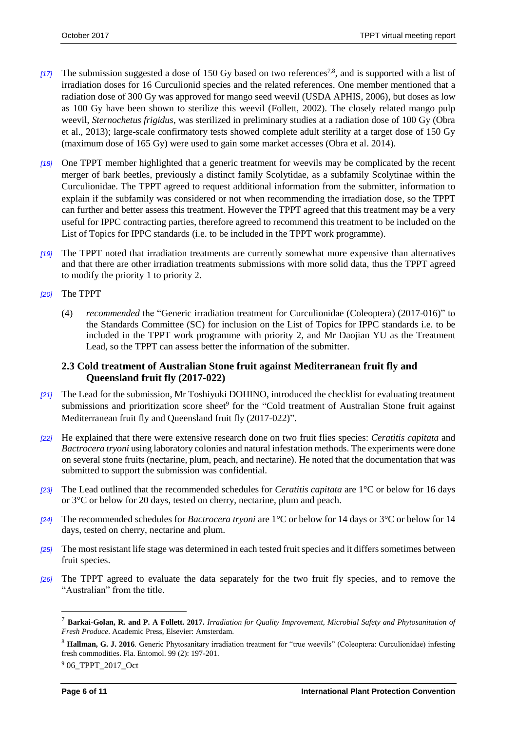*[17]* The submission suggested a dose of 150 Gy based on two references[7,8], and is supported with a list of irradiation doses for 16 Curculionid species and the related references. One member mentioned that a radiation dose of 300 Gy was approved for mango seed weevil (USDA APHIS, 2006), but doses as low as 100 Gy have been shown to sterilize this weevil (Follett, 2002). The closely related mango pulp weevil, *Sternochetus frigidus*, was sterilized in preliminary studies at a radiation dose of 100 Gy (Obra et al., 2013); large-scale confirmatory tests showed complete adult sterility at a target dose of 150 Gy (maximum dose of 165 Gy) were used to gain some market accesses (Obra et al. 2014).

*[18]* One TPPT member highlighted that a generic treatment for weevils may be complicated by the recent merger of bark beetles, previously a distinct family Scolytidae, as a subfamily Scolytinae within the Curculionidae. The TPPT agreed to request additional information from the submitter, information to explain if the subfamily was considered or not when recommending the irradiation dose, so the TPPT can further and better assess this treatment. However the TPPT agreed that this treatment may be a very useful for IPPC contracting parties, therefore agreed to recommend this treatment to be included on the List of Topics for IPPC standards (i.e. to be included in the TPPT work programme).

*[19]* The TPPT noted that irradiation treatments are currently somewhat more expensive than alternatives and that there are other irradiation treatments submissions with more solid data, thus the TPPT agreed to modify the priority 1 to priority 2.

*[20]* The TPPT

(4) *recommended* the "Generic irradiation treatment for Curculionidae (Coleoptera) (2017-016)" to the Standards Committee (SC) for inclusion on the List of Topics for IPPC standards i.e. to be included in the TPPT work programme with priority 2, and Mr Daojian YU as the Treatment Lead, so the TPPT can assess better the information of the submitter.

### 2.3 Cold treatment of Australian Stone fruit against Mediterranean fruit fly and Queensland fruit fly (2017-022)

*[21]* The Lead for the submission, Mr Toshiyuki DOHINO, introduced the checklist for evaluating treatment submissions and prioritization score sheet[9] for the "Cold treatment of Australian Stone fruit against Mediterranean fruit fly and Queensland fruit fly (2017-022)".

*[22]* He explained that there were extensive research done on two fruit flies species: *Ceratitis capitata* and *Bactrocera tryoni* using laboratory colonies and natural infestation methods. The experiments were done on several stone fruits (nectarine, plum, peach, and nectarine). He noted that the documentation that was submitted to support the submission was confidential.

*[23]* The Lead outlined that the recommended schedules for *Ceratitis capitata* are 1°C or below for 16 days or 3°C or below for 20 days, tested on cherry, nectarine, plum and peach.

*[24]* The recommended schedules for *Bactrocera tryoni* are 1°C or below for 14 days or 3°C or below for 14 days, tested on cherry, nectarine and plum.

*[25]* The most resistant life stage was determined in each tested fruit species and it differs sometimes between fruit species.

*[26]* The TPPT agreed to evaluate the data separately for the two fruit fly species, and to remove the "Australian" from the title.

---

[7] **Barkai-Golan, R. and P. A Follett. 2017.** *Irradiation for Quality Improvement, Microbial Safety and Phytosanitation of Fresh Produce*. Academic Press, Elsevier: Amsterdam.

[8] **Hallman, G. J. 2016**. Generic Phytosanitary irradiation treatment for "true weevils" (Coleoptera: Curculionidae) infesting fresh commodities. Fla. Entomol. 99 (2): 197-201.

[9] 06_TPPT_2017_Oct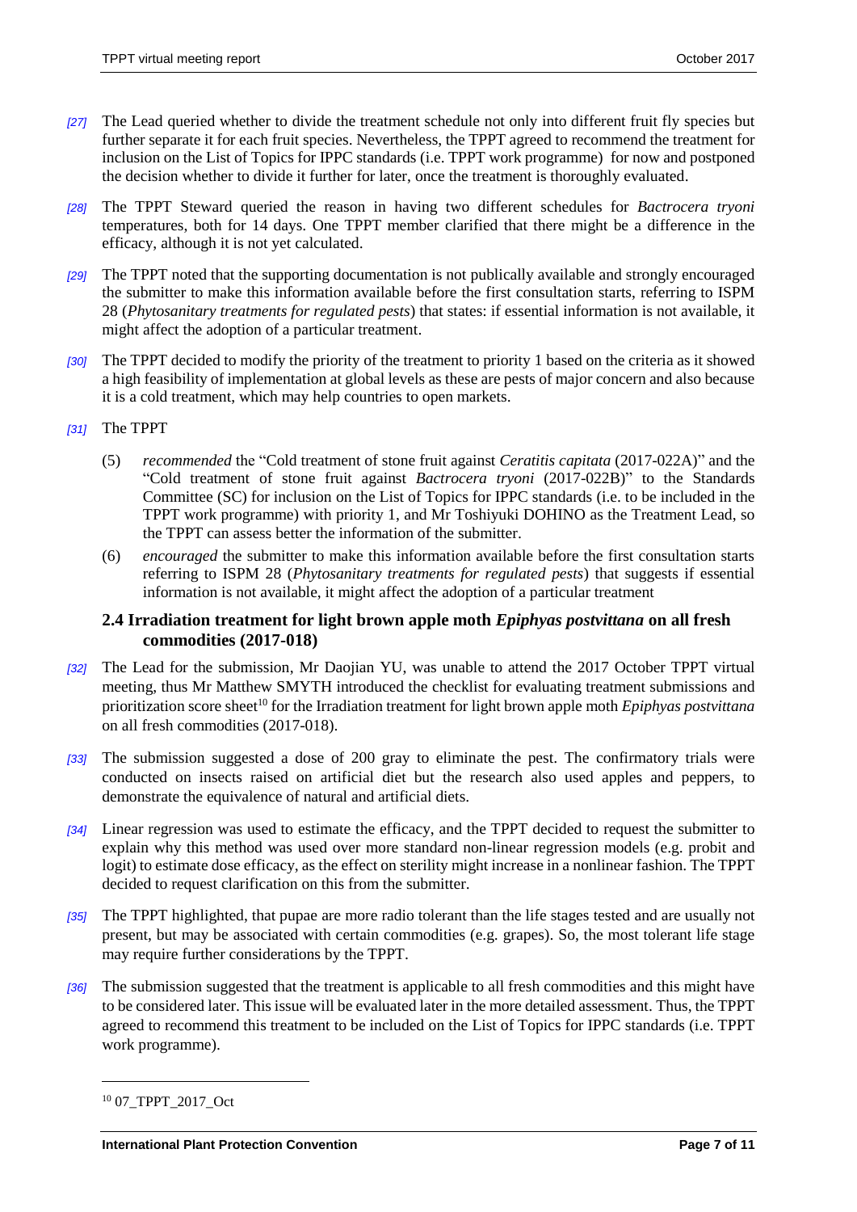*[27]* The Lead queried whether to divide the treatment schedule not only into different fruit fly species but further separate it for each fruit species. Nevertheless, the TPPT agreed to recommend the treatment for inclusion on the List of Topics for IPPC standards (i.e. TPPT work programme) for now and postponed the decision whether to divide it further for later, once the treatment is thoroughly evaluated.

*[28]* The TPPT Steward queried the reason in having two different schedules for *Bactrocera tryoni* temperatures, both for 14 days. One TPPT member clarified that there might be a difference in the efficacy, although it is not yet calculated.

*[29]* The TPPT noted that the supporting documentation is not publically available and strongly encouraged the submitter to make this information available before the first consultation starts, referring to ISPM 28 (*Phytosanitary treatments for regulated pests*) that states: if essential information is not available, it might affect the adoption of a particular treatment.

*[30]* The TPPT decided to modify the priority of the treatment to priority 1 based on the criteria as it showed a high feasibility of implementation at global levels as these are pests of major concern and also because it is a cold treatment, which may help countries to open markets.

*[31]* The TPPT

(5) *recommended* the "Cold treatment of stone fruit against *Ceratitis capitata* (2017-022A)" and the "Cold treatment of stone fruit against *Bactrocera tryoni* (2017-022B)" to the Standards Committee (SC) for inclusion on the List of Topics for IPPC standards (i.e. to be included in the TPPT work programme) with priority 1, and Mr Toshiyuki DOHINO as the Treatment Lead, so the TPPT can assess better the information of the submitter.

(6) *encouraged* the submitter to make this information available before the first consultation starts referring to ISPM 28 (*Phytosanitary treatments for regulated pests*) that suggests if essential information is not available, it might affect the adoption of a particular treatment

### 2.4 Irradiation treatment for light brown apple moth *Epiphyas postvittana* on all fresh commodities (2017-018)

*[32]* The Lead for the submission, Mr Daojian YU, was unable to attend the 2017 October TPPT virtual meeting, thus Mr Matthew SMYTH introduced the checklist for evaluating treatment submissions and prioritization score sheet[10] for the Irradiation treatment for light brown apple moth *Epiphyas postvittana* on all fresh commodities (2017-018).

*[33]* The submission suggested a dose of 200 gray to eliminate the pest. The confirmatory trials were conducted on insects raised on artificial diet but the research also used apples and peppers, to demonstrate the equivalence of natural and artificial diets.

*[34]* Linear regression was used to estimate the efficacy, and the TPPT decided to request the submitter to explain why this method was used over more standard non-linear regression models (e.g. probit and logit) to estimate dose efficacy, as the effect on sterility might increase in a nonlinear fashion. The TPPT decided to request clarification on this from the submitter.

*[35]* The TPPT highlighted, that pupae are more radio tolerant than the life stages tested and are usually not present, but may be associated with certain commodities (e.g. grapes). So, the most tolerant life stage may require further considerations by the TPPT.

*[36]* The submission suggested that the treatment is applicable to all fresh commodities and this might have to be considered later. This issue will be evaluated later in the more detailed assessment. Thus, the TPPT agreed to recommend this treatment to be included on the List of Topics for IPPC standards (i.e. TPPT work programme).

---

[10] 07_TPPT_2017_Oct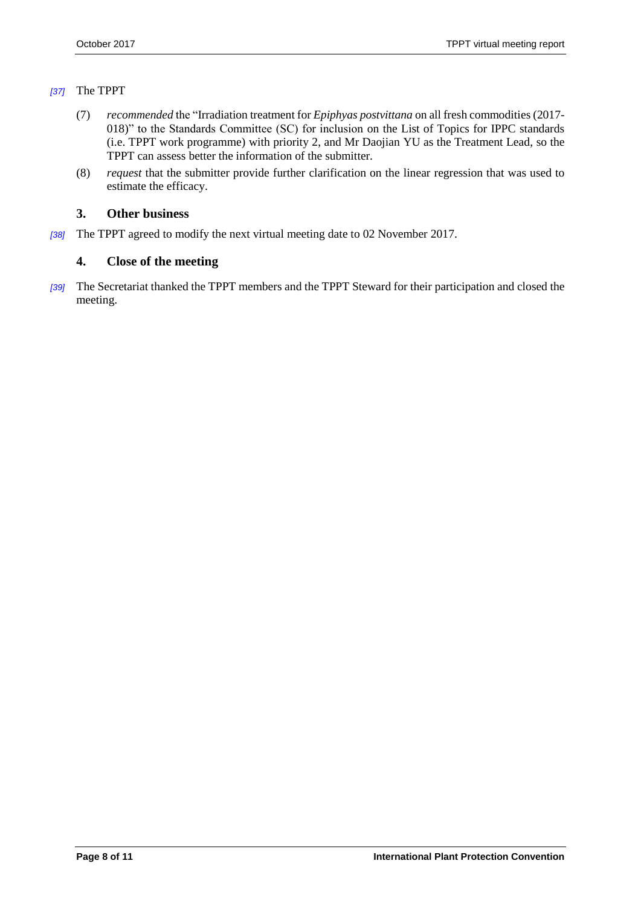[37] The TPPT

(7) *recommended* the “Irradiation treatment for *Epiphyas postvittana* on all fresh commodities (2017-018)” to the Standards Committee (SC) for inclusion on the List of Topics for IPPC standards (i.e. TPPT work programme) with priority 2, and Mr Daojian YU as the Treatment Lead, so the TPPT can assess better the information of the submitter.

(8) *request* that the submitter provide further clarification on the linear regression that was used to estimate the efficacy.

## 3. Other business

[38] The TPPT agreed to modify the next virtual meeting date to 02 November 2017.

## 4. Close of the meeting

[39] The Secretariat thanked the TPPT members and the TPPT Steward for their participation and closed the meeting.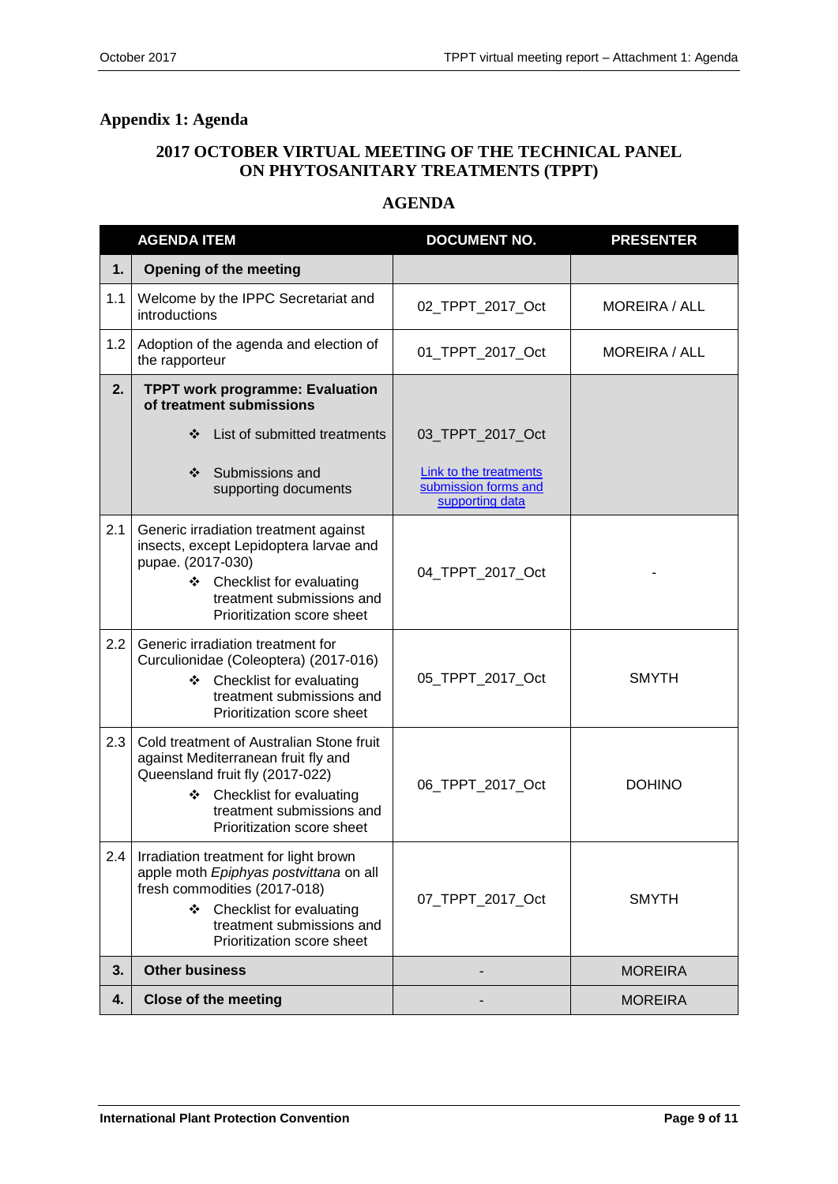## Appendix 1: Agenda

### 2017 OCTOBER VIRTUAL MEETING OF THE TECHNICAL PANEL ON PHYTOSANITARY TREATMENTS (TPPT)

### AGENDA

| | AGENDA ITEM | DOCUMENT NO. | PRESENTER |
|---|---|---|---|
| **1.** | **Opening of the meeting** | | |
| 1.1 | Welcome by the IPPC Secretariat and introductions | 02_TPPT_2017_Oct | MOREIRA / ALL |
| 1.2 | Adoption of the agenda and election of the rapporteur | 01_TPPT_2017_Oct | MOREIRA / ALL |
| **2.** | **TPPT work programme: Evaluation of treatment submissions**<br>❖ List of submitted treatments<br>❖ Submissions and supporting documents | 03_TPPT_2017_Oct<br>Link to the treatments submission forms and supporting data | |
| 2.1 | Generic irradiation treatment against insects, except Lepidoptera larvae and pupae. (2017-030)<br>❖ Checklist for evaluating treatment submissions and Prioritization score sheet | 04_TPPT_2017_Oct | - |
| 2.2 | Generic irradiation treatment for Curculionidae (Coleoptera) (2017-016)<br>❖ Checklist for evaluating treatment submissions and Prioritization score sheet | 05_TPPT_2017_Oct | SMYTH |
| 2.3 | Cold treatment of Australian Stone fruit against Mediterranean fruit fly and Queensland fruit fly (2017-022)<br>❖ Checklist for evaluating treatment submissions and Prioritization score sheet | 06_TPPT_2017_Oct | DOHINO |
| 2.4 | Irradiation treatment for light brown apple moth *Epiphyas postvittana* on all fresh commodities (2017-018)<br>❖ Checklist for evaluating treatment submissions and Prioritization score sheet | 07_TPPT_2017_Oct | SMYTH |
| **3.** | **Other business** | - | MOREIRA |
| **4.** | **Close of the meeting** | - | MOREIRA |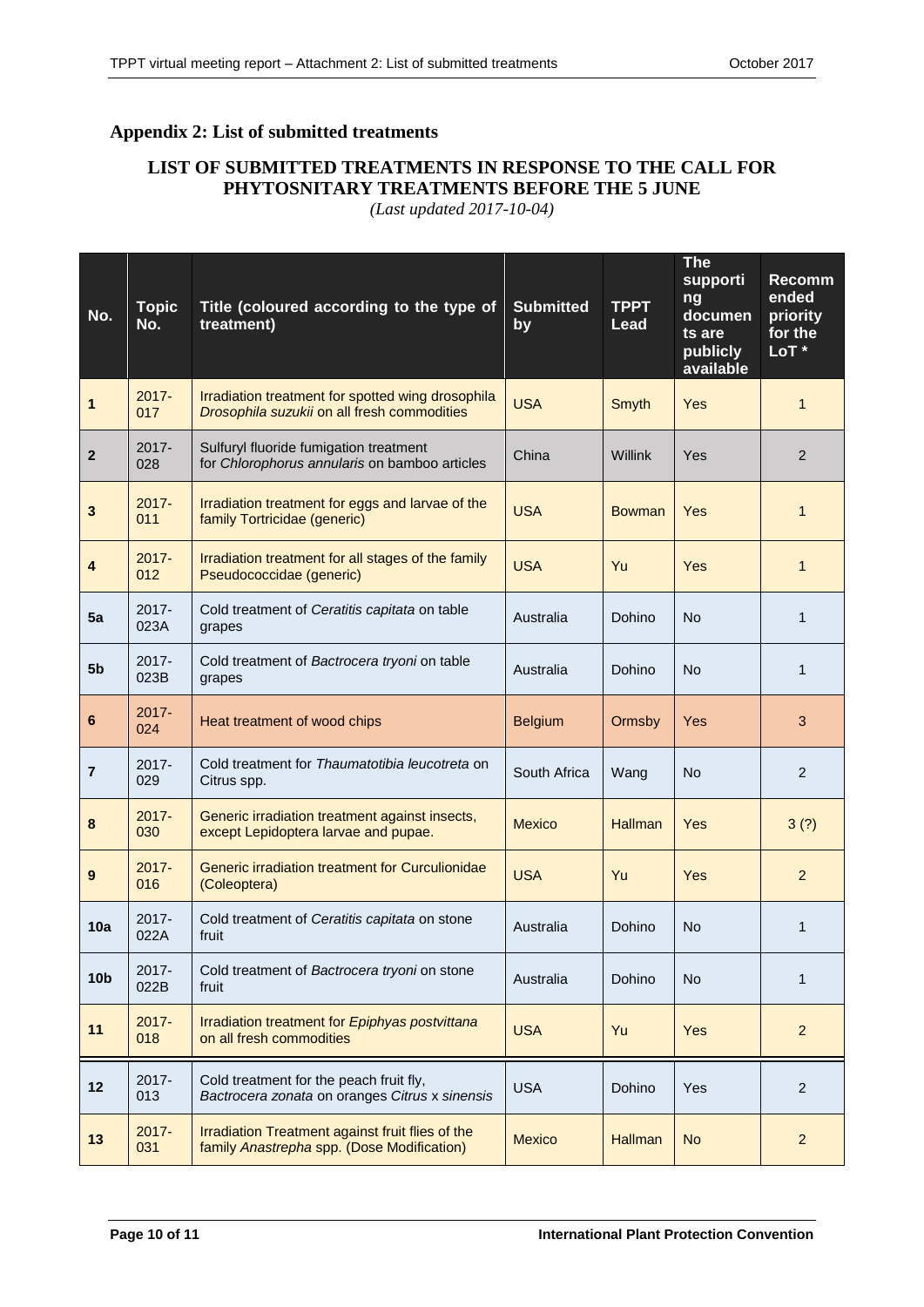## Appendix 2: List of submitted treatments

### LIST OF SUBMITTED TREATMENTS IN RESPONSE TO THE CALL FOR PHYTOSNITARY TREATMENTS BEFORE THE 5 JUNE

*(Last updated 2017-10-04)*

| No. | Topic No. | Title (coloured according to the type of treatment) | Submitted by | TPPT Lead | The supporting documents are publicly available | Recommended priority for the LoT * |
|---|---|---|---|---|---|---|
| **1** | 2017-017 | Irradiation treatment for spotted wing drosophila *Drosophila suzukii* on all fresh commodities | USA | Smyth | Yes | 1 |
| **2** | 2017-028 | Sulfuryl fluoride fumigation treatment for *Chlorophorus annularis* on bamboo articles | China | Willink | Yes | 2 |
| **3** | 2017-011 | Irradiation treatment for eggs and larvae of the family Tortricidae (generic) | USA | Bowman | Yes | 1 |
| **4** | 2017-012 | Irradiation treatment for all stages of the family Pseudococcidae (generic) | USA | Yu | Yes | 1 |
| **5a** | 2017-023A | Cold treatment of *Ceratitis capitata* on table grapes | Australia | Dohino | No | 1 |
| **5b** | 2017-023B | Cold treatment of *Bactrocera tryoni* on table grapes | Australia | Dohino | No | 1 |
| **6** | 2017-024 | Heat treatment of wood chips | Belgium | Ormsby | Yes | 3 |
| **7** | 2017-029 | Cold treatment for *Thaumatotibia leucotreta* on Citrus spp. | South Africa | Wang | No | 2 |
| **8** | 2017-030 | Generic irradiation treatment against insects, except Lepidoptera larvae and pupae. | Mexico | Hallman | Yes | 3 (?) |
| **9** | 2017-016 | Generic irradiation treatment for Curculionidae (Coleoptera) | USA | Yu | Yes | 2 |
| **10a** | 2017-022A | Cold treatment of *Ceratitis capitata* on stone fruit | Australia | Dohino | No | 1 |
| **10b** | 2017-022B | Cold treatment of *Bactrocera tryoni* on stone fruit | Australia | Dohino | No | 1 |
| **11** | 2017-018 | Irradiation treatment for *Epiphyas postvittana* on all fresh commodities | USA | Yu | Yes | 2 |
| **12** | 2017-013 | Cold treatment for the peach fruit fly, *Bactrocera zonata* on oranges *Citrus* x *sinensis* | USA | Dohino | Yes | 2 |
| **13** | 2017-031 | Irradiation Treatment against fruit flies of the family *Anastrepha* spp. (Dose Modification) | Mexico | Hallman | No | 2 |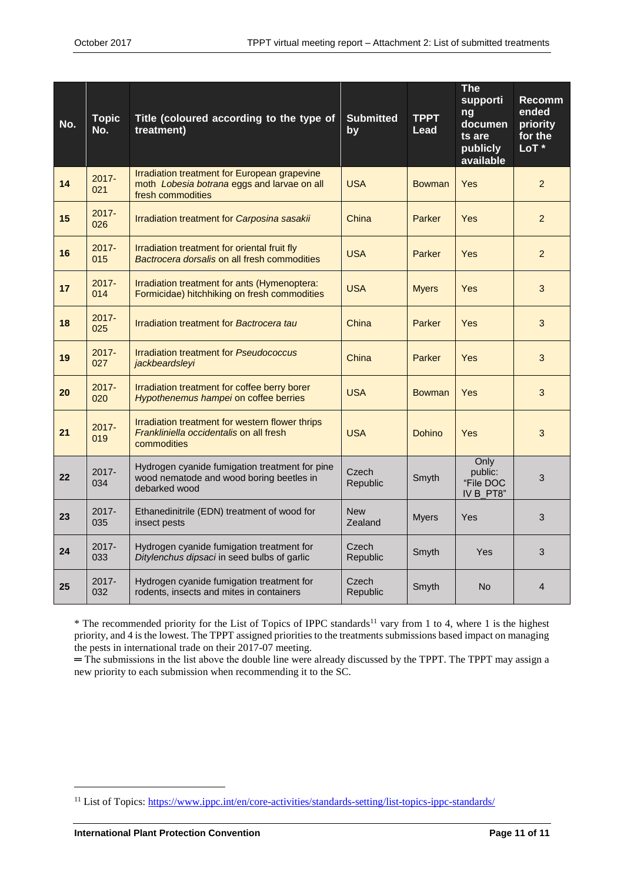| No. | Topic No. | Title (coloured according to the type of treatment) | Submitted by | TPPT Lead | The supporting documents are publicly available | Recommended priority for the LoT * |
|---|---|---|---|---|---|---|
| 14 | 2017-021 | Irradiation treatment for European grapevine moth *Lobesia botrana* eggs and larvae on all fresh commodities | USA | Bowman | Yes | 2 |
| 15 | 2017-026 | Irradiation treatment for *Carposina sasakii* | China | Parker | Yes | 2 |
| 16 | 2017-015 | Irradiation treatment for oriental fruit fly *Bactrocera dorsalis* on all fresh commodities | USA | Parker | Yes | 2 |
| 17 | 2017-014 | Irradiation treatment for ants (Hymenoptera: Formicidae) hitchhiking on fresh commodities | USA | Myers | Yes | 3 |
| 18 | 2017-025 | Irradiation treatment for *Bactrocera tau* | China | Parker | Yes | 3 |
| 19 | 2017-027 | Irradiation treatment for *Pseudococcus jackbeardsleyi* | China | Parker | Yes | 3 |
| 20 | 2017-020 | Irradiation treatment for coffee berry borer *Hypothenemus hampei* on coffee berries | USA | Bowman | Yes | 3 |
| 21 | 2017-019 | Irradiation treatment for western flower thrips *Frankliniella occidentalis* on all fresh commodities | USA | Dohino | Yes | 3 |
| 22 | 2017-034 | Hydrogen cyanide fumigation treatment for pine wood nematode and wood boring beetles in debarked wood | Czech Republic | Smyth | Only public: "File DOC IV B_PT8" | 3 |
| 23 | 2017-035 | Ethanedinitrile (EDN) treatment of wood for insect pests | New Zealand | Myers | Yes | 3 |
| 24 | 2017-033 | Hydrogen cyanide fumigation treatment for *Ditylenchus dipsaci* in seed bulbs of garlic | Czech Republic | Smyth | Yes | 3 |
| 25 | 2017-032 | Hydrogen cyanide fumigation treatment for rodents, insects and mites in containers | Czech Republic | Smyth | No | 4 |

* The recommended priority for the List of Topics of IPPC standards[11] vary from 1 to 4, where 1 is the highest priority, and 4 is the lowest. The TPPT assigned priorities to the treatments submissions based impact on managing the pests in international trade on their 2017-07 meeting.

═ The submissions in the list above the double line were already discussed by the TPPT. The TPPT may assign a new priority to each submission when recommending it to the SC.

[11] List of Topics: https://www.ippc.int/en/core-activities/standards-setting/list-topics-ippc-standards/